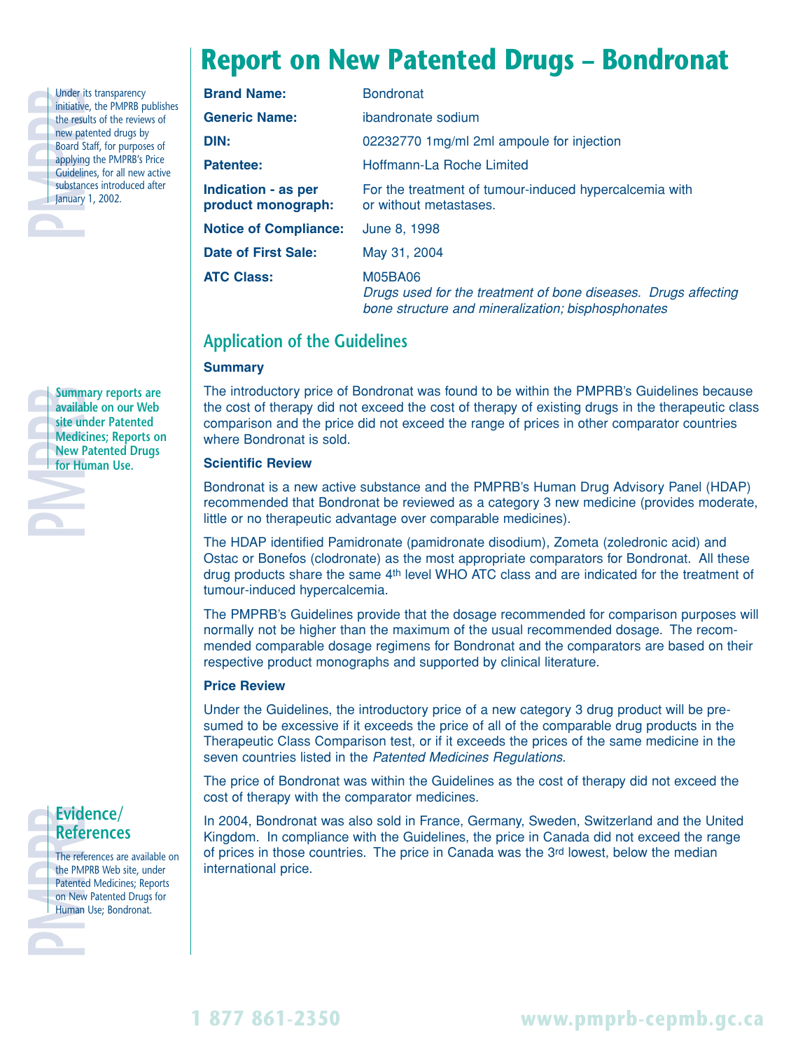# Report on New Patented Drugs – Bondronat

Under its transparency initiative, the PMPRB publishes the results of the reviews of new patented drugs by Board Staff, for purposes of applying the PMPRB's Price Guidelines, for all new active substances introduced after January 1, 2002.

| | |
|---|---|
| **Brand Name:** | Bondronat |
| **Generic Name:** | ibandronate sodium |
| **DIN:** | 02232770 1mg/ml 2ml ampoule for injection |
| **Patentee:** | Hoffmann-La Roche Limited |
| **Indication - as per product monograph:** | For the treatment of tumour-induced hypercalcemia with or without metastases. |
| **Notice of Compliance:** | June 8, 1998 |
| **Date of First Sale:** | May 31, 2004 |
| **ATC Class:** | M05BA06 *Drugs used for the treatment of bone diseases. Drugs affecting bone structure and mineralization; bisphosphonates* |

## Application of the Guidelines

**Summary reports are available on our Web site under Patented Medicines; Reports on New Patented Drugs for Human Use.**

### Summary

The introductory price of Bondronat was found to be within the PMPRB's Guidelines because the cost of therapy did not exceed the cost of therapy of existing drugs in the therapeutic class comparison and the price did not exceed the range of prices in other comparator countries where Bondronat is sold.

### Scientific Review

Bondronat is a new active substance and the PMPRB's Human Drug Advisory Panel (HDAP) recommended that Bondronat be reviewed as a category 3 new medicine (provides moderate, little or no therapeutic advantage over comparable medicines).

The HDAP identified Pamidronate (pamidronate disodium), Zometa (zoledronic acid) and Ostac or Bonefos (clodronate) as the most appropriate comparators for Bondronat. All these drug products share the same 4th level WHO ATC class and are indicated for the treatment of tumour-induced hypercalcemia.

The PMPRB's Guidelines provide that the dosage recommended for comparison purposes will normally not be higher than the maximum of the usual recommended dosage. The recommended comparable dosage regimens for Bondronat and the comparators are based on their respective product monographs and supported by clinical literature.

### Price Review

Under the Guidelines, the introductory price of a new category 3 drug product will be presumed to be excessive if it exceeds the price of all of the comparable drug products in the Therapeutic Class Comparison test, or if it exceeds the prices of the same medicine in the seven countries listed in the *Patented Medicines Regulations*.

The price of Bondronat was within the Guidelines as the cost of therapy did not exceed the cost of therapy with the comparator medicines.

In 2004, Bondronat was also sold in France, Germany, Sweden, Switzerland and the United Kingdom. In compliance with the Guidelines, the price in Canada did not exceed the range of prices in those countries. The price in Canada was the 3rd lowest, below the median international price.

## Evidence/ References

The references are available on the PMPRB Web site, under Patented Medicines; Reports on New Patented Drugs for Human Use; Bondronat.

1 877 861-2350 www.pmprb-cepmb.gc.ca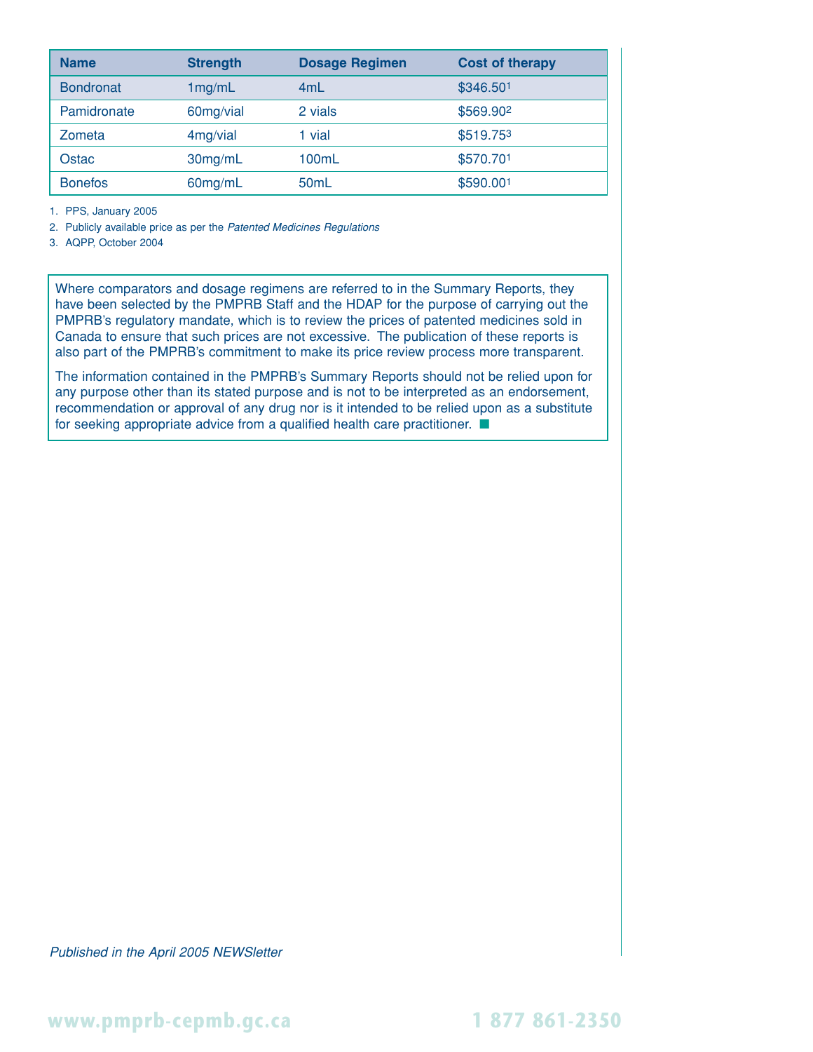| Name | Strength | Dosage Regimen | Cost of therapy |
|---|---|---|---|
| Bondronat | 1mg/mL | 4mL | $346.50[1] |
| Pamidronate | 60mg/vial | 2 vials | $569.90[2] |
| Zometa | 4mg/vial | 1 vial | $519.75[3] |
| Ostac | 30mg/mL | 100mL | $570.70[1] |
| Bonefos | 60mg/mL | 50mL | $590.00[1] |

1. PPS, January 2005
2. Publicly available price as per the *Patented Medicines Regulations*
3. AQPP, October 2004

Where comparators and dosage regimens are referred to in the Summary Reports, they have been selected by the PMPRB Staff and the HDAP for the purpose of carrying out the PMPRB's regulatory mandate, which is to review the prices of patented medicines sold in Canada to ensure that such prices are not excessive. The publication of these reports is also part of the PMPRB's commitment to make its price review process more transparent.

The information contained in the PMPRB's Summary Reports should not be relied upon for any purpose other than its stated purpose and is not to be interpreted as an endorsement, recommendation or approval of any drug nor is it intended to be relied upon as a substitute for seeking appropriate advice from a qualified health care practitioner. ■

*Published in the April 2005 NEWSletter*

www.pmprb-cepmb.gc.ca 1 877 861-2350